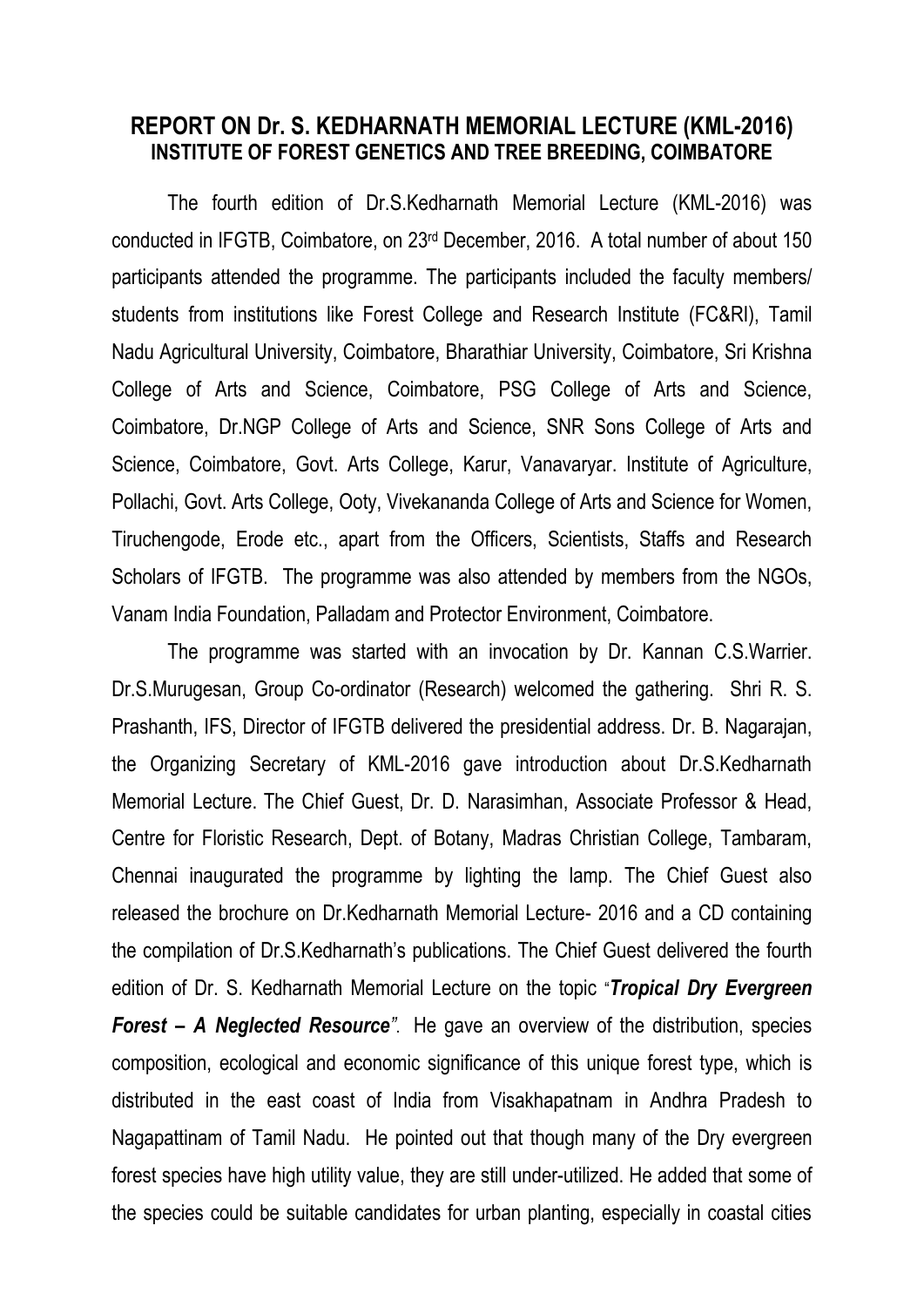# REPORT ON Dr. S. KEDHARNATH MEMORIAL LECTURE (KML-2016)
## INSTITUTE OF FOREST GENETICS AND TREE BREEDING, COIMBATORE

The fourth edition of Dr.S.Kedharnath Memorial Lecture (KML-2016) was conducted in IFGTB, Coimbatore, on 23rd December, 2016. A total number of about 150 participants attended the programme. The participants included the faculty members/ students from institutions like Forest College and Research Institute (FC&RI), Tamil Nadu Agricultural University, Coimbatore, Bharathiar University, Coimbatore, Sri Krishna College of Arts and Science, Coimbatore, PSG College of Arts and Science, Coimbatore, Dr.NGP College of Arts and Science, SNR Sons College of Arts and Science, Coimbatore, Govt. Arts College, Karur, Vanavaryar. Institute of Agriculture, Pollachi, Govt. Arts College, Ooty, Vivekananda College of Arts and Science for Women, Tiruchengode, Erode etc., apart from the Officers, Scientists, Staffs and Research Scholars of IFGTB. The programme was also attended by members from the NGOs, Vanam India Foundation, Palladam and Protector Environment, Coimbatore.

The programme was started with an invocation by Dr. Kannan C.S.Warrier. Dr.S.Murugesan, Group Co-ordinator (Research) welcomed the gathering. Shri R. S. Prashanth, IFS, Director of IFGTB delivered the presidential address. Dr. B. Nagarajan, the Organizing Secretary of KML-2016 gave introduction about Dr.S.Kedharnath Memorial Lecture. The Chief Guest, Dr. D. Narasimhan, Associate Professor & Head, Centre for Floristic Research, Dept. of Botany, Madras Christian College, Tambaram, Chennai inaugurated the programme by lighting the lamp. The Chief Guest also released the brochure on Dr.Kedharnath Memorial Lecture- 2016 and a CD containing the compilation of Dr.S.Kedharnath's publications. The Chief Guest delivered the fourth edition of Dr. S. Kedharnath Memorial Lecture on the topic "***Tropical Dry Evergreen Forest – A Neglected Resource***". He gave an overview of the distribution, species composition, ecological and economic significance of this unique forest type, which is distributed in the east coast of India from Visakhapatnam in Andhra Pradesh to Nagapattinam of Tamil Nadu. He pointed out that though many of the Dry evergreen forest species have high utility value, they are still under-utilized. He added that some of the species could be suitable candidates for urban planting, especially in coastal cities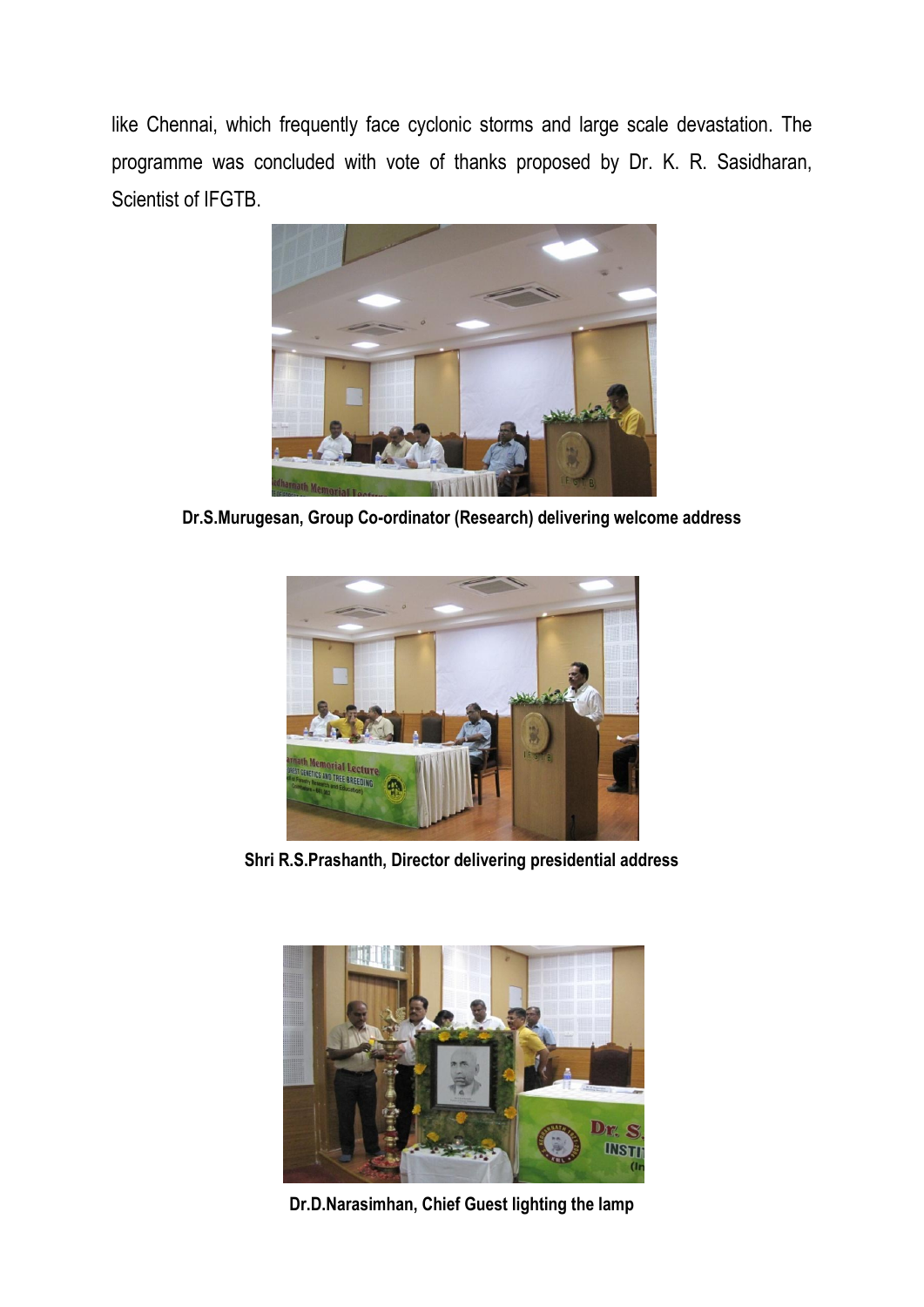like Chennai, which frequently face cyclonic storms and large scale devastation. The programme was concluded with vote of thanks proposed by Dr. K. R. Sasidharan, Scientist of IFGTB.

**Dr.S.Murugesan, Group Co-ordinator (Research) delivering welcome address**

**Shri R.S.Prashanth, Director delivering presidential address**

**Dr.D.Narasimhan, Chief Guest lighting the lamp**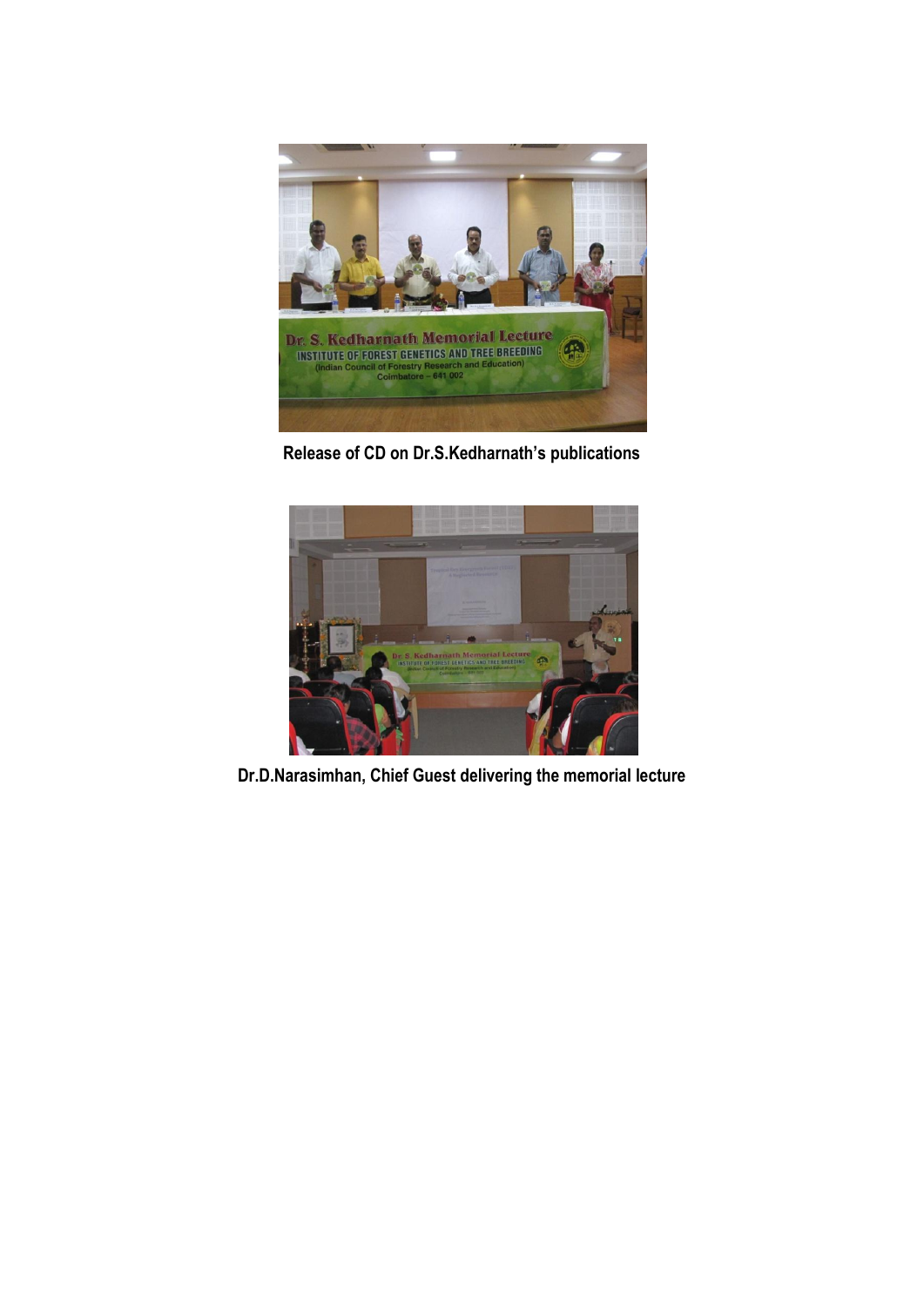Release of CD on Dr.S.Kedharnath's publications

Dr.D.Narasimhan, Chief Guest delivering the memorial lecture